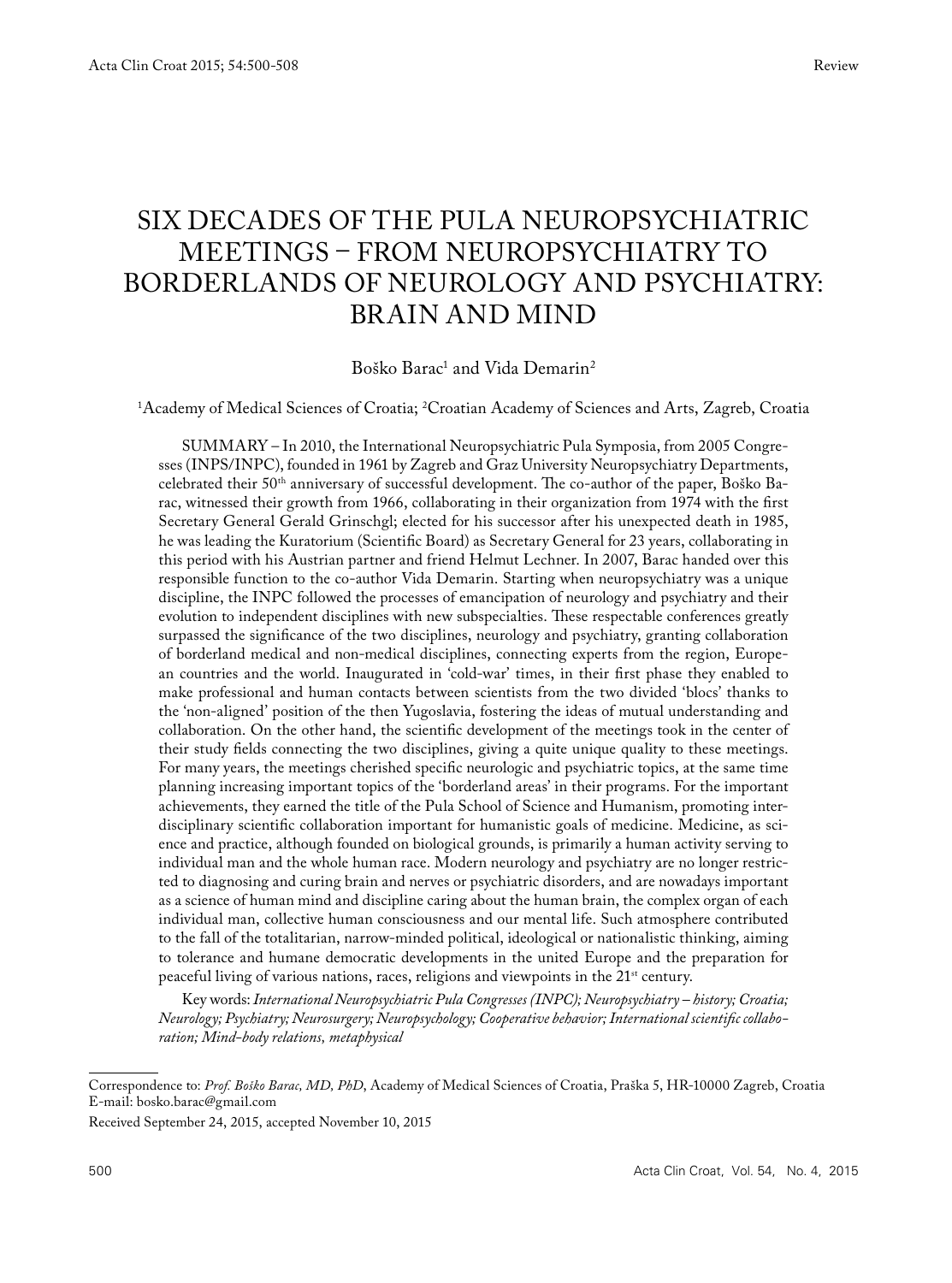Review

# SIX DECADES OF THE PULA NEUROPSYCHIATRIC MEETINGS – FROM NEUROPSYCHIATRY TO BORDERLANDS OF NEUROLOGY AND PSYCHIATRY: BRAIN AND MIND

Boško Barac[1] and Vida Demarin[2]

[1]Academy of Medical Sciences of Croatia; [2]Croatian Academy of Sciences and Arts, Zagreb, Croatia

SUMMARY – In 2010, the International Neuropsychiatric Pula Symposia, from 2005 Congresses (INPS/INPC), founded in 1961 by Zagreb and Graz University Neuropsychiatry Departments, celebrated their 50th anniversary of successful development. The co-author of the paper, Boško Barac, witnessed their growth from 1966, collaborating in their organization from 1974 with the first Secretary General Gerald Grinschgl; elected for his successor after his unexpected death in 1985, he was leading the Kuratorium (Scientific Board) as Secretary General for 23 years, collaborating in this period with his Austrian partner and friend Helmut Lechner. In 2007, Barac handed over this responsible function to the co-author Vida Demarin. Starting when neuropsychiatry was a unique discipline, the INPC followed the processes of emancipation of neurology and psychiatry and their evolution to independent disciplines with new subspecialties. These respectable conferences greatly surpassed the significance of the two disciplines, neurology and psychiatry, granting collaboration of borderland medical and non-medical disciplines, connecting experts from the region, European countries and the world. Inaugurated in 'cold-war' times, in their first phase they enabled to make professional and human contacts between scientists from the two divided 'blocs' thanks to the 'non-aligned' position of the then Yugoslavia, fostering the ideas of mutual understanding and collaboration. On the other hand, the scientific development of the meetings took in the center of their study fields connecting the two disciplines, giving a quite unique quality to these meetings. For many years, the meetings cherished specific neurologic and psychiatric topics, at the same time planning increasing important topics of the 'borderland areas' in their programs. For the important achievements, they earned the title of the Pula School of Science and Humanism, promoting interdisciplinary scientific collaboration important for humanistic goals of medicine. Medicine, as science and practice, although founded on biological grounds, is primarily a human activity serving to individual man and the whole human race. Modern neurology and psychiatry are no longer restricted to diagnosing and curing brain and nerves or psychiatric disorders, and are nowadays important as a science of human mind and discipline caring about the human brain, the complex organ of each individual man, collective human consciousness and our mental life. Such atmosphere contributed to the fall of the totalitarian, narrow-minded political, ideological or nationalistic thinking, aiming to tolerance and humane democratic developments in the united Europe and the preparation for peaceful living of various nations, races, religions and viewpoints in the 21st century.

Key words: *International Neuropsychiatric Pula Congresses (INPC); Neuropsychiatry – history; Croatia; Neurology; Psychiatry; Neurosurgery; Neuropsychology; Cooperative behavior; International scientific collaboration; Mind-body relations, metaphysical*

---

Correspondence to: *Prof. Boško Barac, MD, PhD*, Academy of Medical Sciences of Croatia, Praška 5, HR-10000 Zagreb, Croatia
E-mail: bosko.barac@gmail.com

Received September 24, 2015, accepted November 10, 2015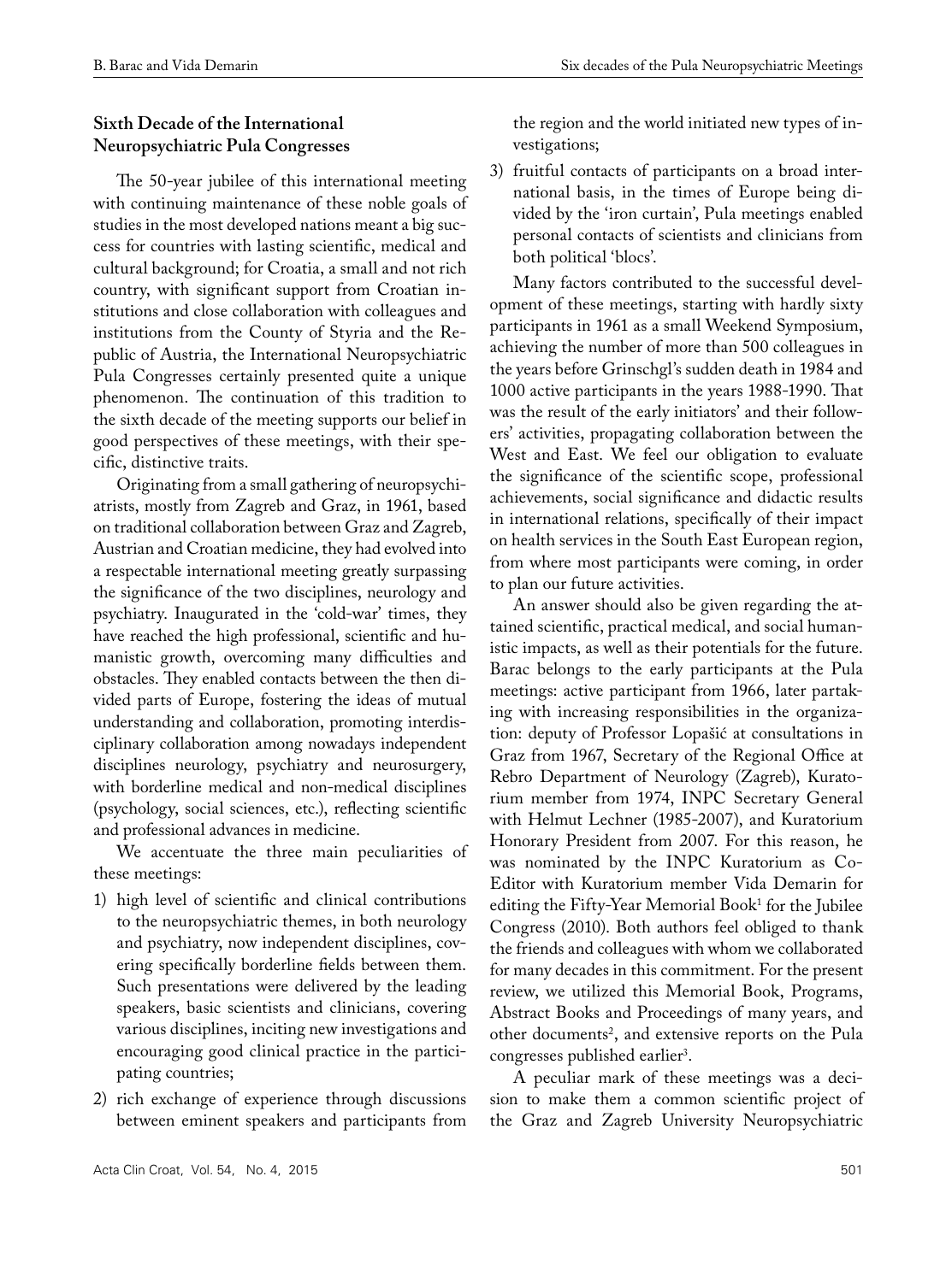## Sixth Decade of the International Neuropsychiatric Pula Congresses

The 50-year jubilee of this international meeting with continuing maintenance of these noble goals of studies in the most developed nations meant a big success for countries with lasting scientific, medical and cultural background; for Croatia, a small and not rich country, with significant support from Croatian institutions and close collaboration with colleagues and institutions from the County of Styria and the Republic of Austria, the International Neuropsychiatric Pula Congresses certainly presented quite a unique phenomenon. The continuation of this tradition to the sixth decade of the meeting supports our belief in good perspectives of these meetings, with their specific, distinctive traits.

Originating from a small gathering of neuropsychiatrists, mostly from Zagreb and Graz, in 1961, based on traditional collaboration between Graz and Zagreb, Austrian and Croatian medicine, they had evolved into a respectable international meeting greatly surpassing the significance of the two disciplines, neurology and psychiatry. Inaugurated in the 'cold-war' times, they have reached the high professional, scientific and humanistic growth, overcoming many difficulties and obstacles. They enabled contacts between the then divided parts of Europe, fostering the ideas of mutual understanding and collaboration, promoting interdisciplinary collaboration among nowadays independent disciplines neurology, psychiatry and neurosurgery, with borderline medical and non-medical disciplines (psychology, social sciences, etc.), reflecting scientific and professional advances in medicine.

We accentuate the three main peculiarities of these meetings:

1) high level of scientific and clinical contributions to the neuropsychiatric themes, in both neurology and psychiatry, now independent disciplines, covering specifically borderline fields between them. Such presentations were delivered by the leading speakers, basic scientists and clinicians, covering various disciplines, inciting new investigations and encouraging good clinical practice in the participating countries;
2) rich exchange of experience through discussions between eminent speakers and participants from the region and the world initiated new types of investigations;
3) fruitful contacts of participants on a broad international basis, in the times of Europe being divided by the 'iron curtain', Pula meetings enabled personal contacts of scientists and clinicians from both political 'blocs'.

Many factors contributed to the successful development of these meetings, starting with hardly sixty participants in 1961 as a small Weekend Symposium, achieving the number of more than 500 colleagues in the years before Grinschgl's sudden death in 1984 and 1000 active participants in the years 1988-1990. That was the result of the early initiators' and their followers' activities, propagating collaboration between the West and East. We feel our obligation to evaluate the significance of the scientific scope, professional achievements, social significance and didactic results in international relations, specifically of their impact on health services in the South East European region, from where most participants were coming, in order to plan our future activities.

An answer should also be given regarding the attained scientific, practical medical, and social humanistic impacts, as well as their potentials for the future. Barac belongs to the early participants at the Pula meetings: active participant from 1966, later partaking with increasing responsibilities in the organization: deputy of Professor Lopašić at consultations in Graz from 1967, Secretary of the Regional Office at Rebro Department of Neurology (Zagreb), Kuratorium member from 1974, INPC Secretary General with Helmut Lechner (1985-2007), and Kuratorium Honorary President from 2007. For this reason, he was nominated by the INPC Kuratorium as Co-Editor with Kuratorium member Vida Demarin for editing the Fifty-Year Memorial Book[1] for the Jubilee Congress (2010). Both authors feel obliged to thank the friends and colleagues with whom we collaborated for many decades in this commitment. For the present review, we utilized this Memorial Book, Programs, Abstract Books and Proceedings of many years, and other documents[2], and extensive reports on the Pula congresses published earlier[3].

A peculiar mark of these meetings was a decision to make them a common scientific project of the Graz and Zagreb University Neuropsychiatric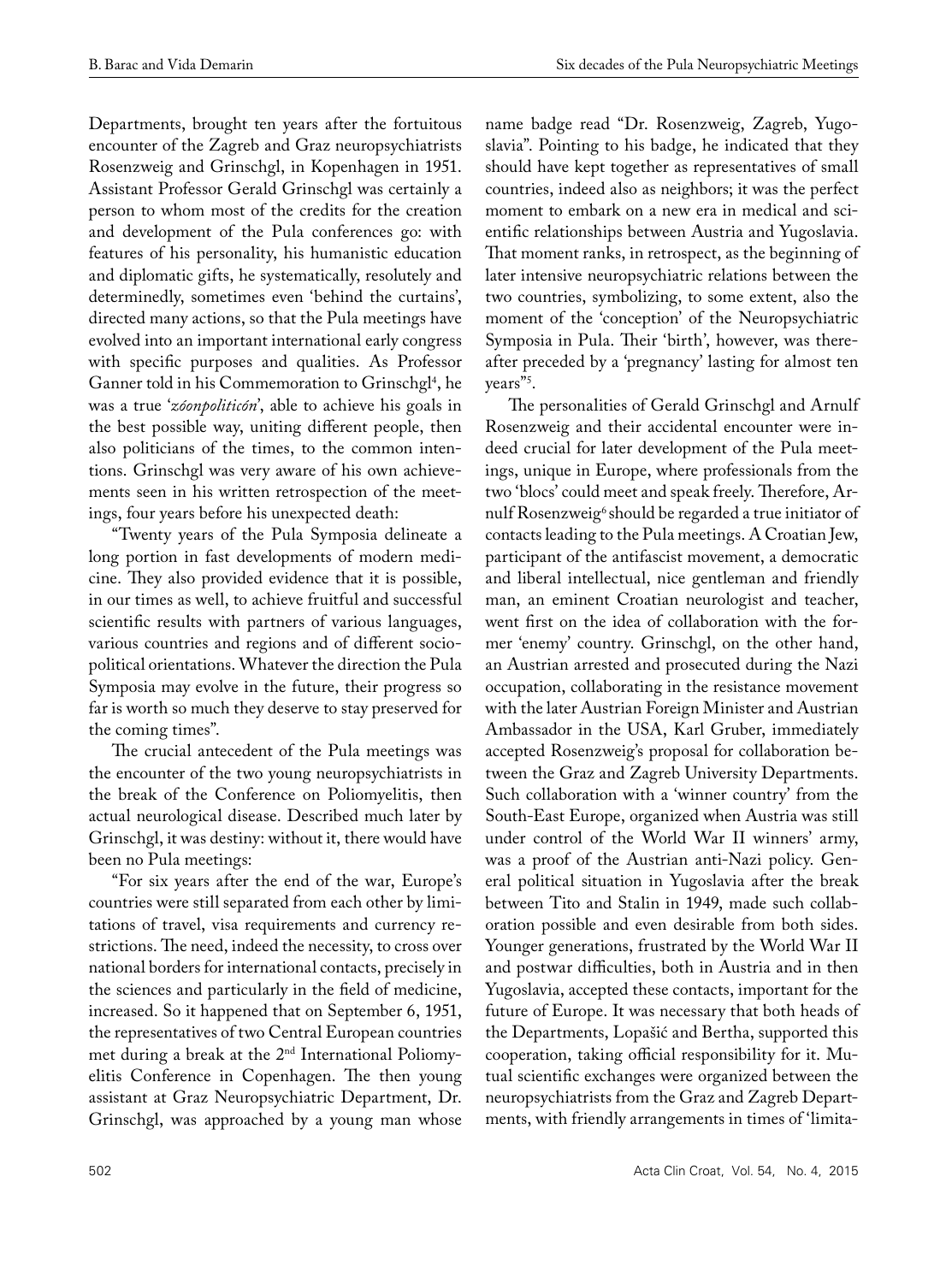Departments, brought ten years after the fortuitous encounter of the Zagreb and Graz neuropsychiatrists Rosenzweig and Grinschgl, in Kopenhagen in 1951. Assistant Professor Gerald Grinschgl was certainly a person to whom most of the credits for the creation and development of the Pula conferences go: with features of his personality, his humanistic education and diplomatic gifts, he systematically, resolutely and determinedly, sometimes even 'behind the curtains', directed many actions, so that the Pula meetings have evolved into an important international early congress with specific purposes and qualities. As Professor Ganner told in his Commemoration to Grinschgl[4], he was a true '*zóonpoliticón*', able to achieve his goals in the best possible way, uniting different people, then also politicians of the times, to the common intentions. Grinschgl was very aware of his own achievements seen in his written retrospection of the meetings, four years before his unexpected death:

"Twenty years of the Pula Symposia delineate a long portion in fast developments of modern medicine. They also provided evidence that it is possible, in our times as well, to achieve fruitful and successful scientific results with partners of various languages, various countries and regions and of different sociopolitical orientations. Whatever the direction the Pula Symposia may evolve in the future, their progress so far is worth so much they deserve to stay preserved for the coming times".

The crucial antecedent of the Pula meetings was the encounter of the two young neuropsychiatrists in the break of the Conference on Poliomyelitis, then actual neurological disease. Described much later by Grinschgl, it was destiny: without it, there would have been no Pula meetings:

"For six years after the end of the war, Europe's countries were still separated from each other by limitations of travel, visa requirements and currency restrictions. The need, indeed the necessity, to cross over national borders for international contacts, precisely in the sciences and particularly in the field of medicine, increased. So it happened that on September 6, 1951, the representatives of two Central European countries met during a break at the 2nd International Poliomyelitis Conference in Copenhagen. The then young assistant at Graz Neuropsychiatric Department, Dr. Grinschgl, was approached by a young man whose name badge read "Dr. Rosenzweig, Zagreb, Yugoslavia". Pointing to his badge, he indicated that they should have kept together as representatives of small countries, indeed also as neighbors; it was the perfect moment to embark on a new era in medical and scientific relationships between Austria and Yugoslavia. That moment ranks, in retrospect, as the beginning of later intensive neuropsychiatric relations between the two countries, symbolizing, to some extent, also the moment of the 'conception' of the Neuropsychiatric Symposia in Pula. Their 'birth', however, was thereafter preceded by a 'pregnancy' lasting for almost ten years"[5].

The personalities of Gerald Grinschgl and Arnulf Rosenzweig and their accidental encounter were indeed crucial for later development of the Pula meetings, unique in Europe, where professionals from the two 'blocs' could meet and speak freely. Therefore, Arnulf Rosenzweig[6] should be regarded a true initiator of contacts leading to the Pula meetings. A Croatian Jew, participant of the antifascist movement, a democratic and liberal intellectual, nice gentleman and friendly man, an eminent Croatian neurologist and teacher, went first on the idea of collaboration with the former 'enemy' country. Grinschgl, on the other hand, an Austrian arrested and prosecuted during the Nazi occupation, collaborating in the resistance movement with the later Austrian Foreign Minister and Austrian Ambassador in the USA, Karl Gruber, immediately accepted Rosenzweig's proposal for collaboration between the Graz and Zagreb University Departments. Such collaboration with a 'winner country' from the South-East Europe, organized when Austria was still under control of the World War II winners' army, was a proof of the Austrian anti-Nazi policy. General political situation in Yugoslavia after the break between Tito and Stalin in 1949, made such collaboration possible and even desirable from both sides. Younger generations, frustrated by the World War II and postwar difficulties, both in Austria and in then Yugoslavia, accepted these contacts, important for the future of Europe. It was necessary that both heads of the Departments, Lopašić and Bertha, supported this cooperation, taking official responsibility for it. Mutual scientific exchanges were organized between the neuropsychiatrists from the Graz and Zagreb Departments, with friendly arrangements in times of 'limita-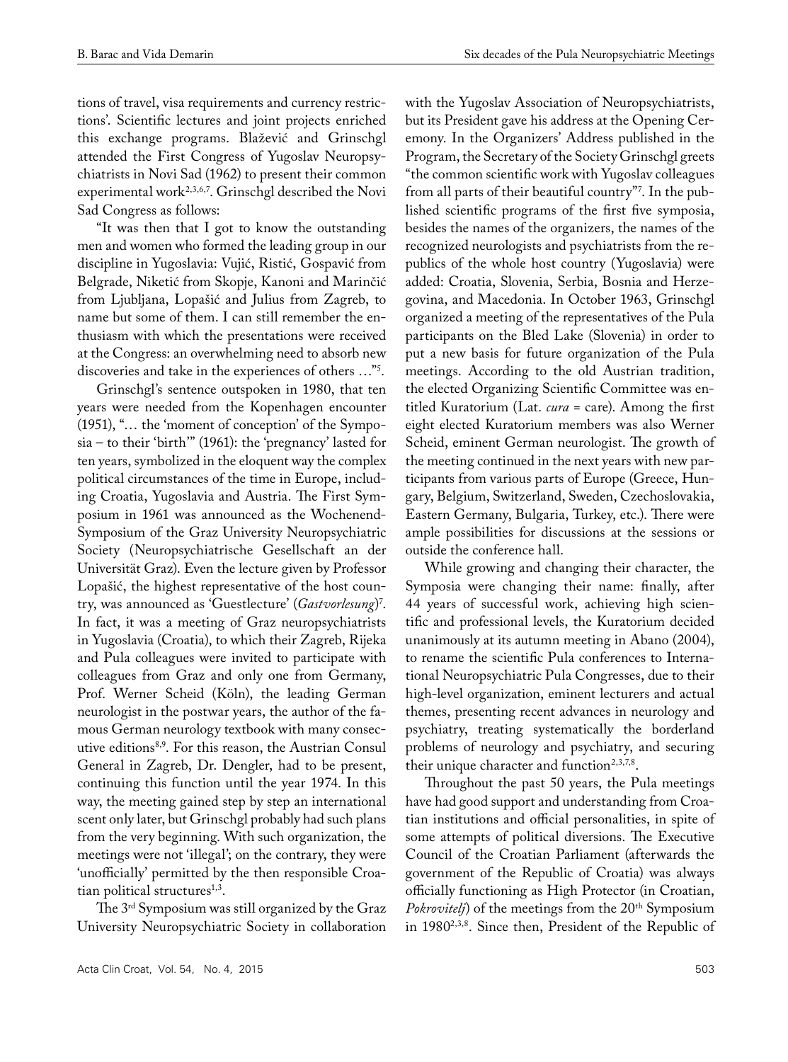tions of travel, visa requirements and currency restrictions'. Scientific lectures and joint projects enriched this exchange programs. Blažević and Grinschgl attended the First Congress of Yugoslav Neuropsychiatrists in Novi Sad (1962) to present their common experimental work[2,3,6,7]. Grinschgl described the Novi Sad Congress as follows:

"It was then that I got to know the outstanding men and women who formed the leading group in our discipline in Yugoslavia: Vujić, Ristić, Gospavić from Belgrade, Niketić from Skopje, Kanoni and Marinčić from Ljubljana, Lopašić and Julius from Zagreb, to name but some of them. I can still remember the enthusiasm with which the presentations were received at the Congress: an overwhelming need to absorb new discoveries and take in the experiences of others …"[5].

Grinschgl's sentence outspoken in 1980, that ten years were needed from the Kopenhagen encounter (1951), "… the 'moment of conception' of the Symposia – to their 'birth'" (1961): the 'pregnancy' lasted for ten years, symbolized in the eloquent way the complex political circumstances of the time in Europe, including Croatia, Yugoslavia and Austria. The First Symposium in 1961 was announced as the Wochenend-Symposium of the Graz University Neuropsychiatric Society (Neuropsychiatrische Gesellschaft an der Universität Graz). Even the lecture given by Professor Lopašić, the highest representative of the host country, was announced as 'Guestlecture' (*Gastvorlesung*)[7]. In fact, it was a meeting of Graz neuropsychiatrists in Yugoslavia (Croatia), to which their Zagreb, Rijeka and Pula colleagues were invited to participate with colleagues from Graz and only one from Germany, Prof. Werner Scheid (Köln), the leading German neurologist in the postwar years, the author of the famous German neurology textbook with many consecutive editions[8,9]. For this reason, the Austrian Consul General in Zagreb, Dr. Dengler, had to be present, continuing this function until the year 1974. In this way, the meeting gained step by step an international scent only later, but Grinschgl probably had such plans from the very beginning. With such organization, the meetings were not 'illegal'; on the contrary, they were 'unofficially' permitted by the then responsible Croatian political structures[1,3].

The 3rd Symposium was still organized by the Graz University Neuropsychiatric Society in collaboration with the Yugoslav Association of Neuropsychiatrists, but its President gave his address at the Opening Ceremony. In the Organizers' Address published in the Program, the Secretary of the Society Grinschgl greets "the common scientific work with Yugoslav colleagues from all parts of their beautiful country"[7]. In the published scientific programs of the first five symposia, besides the names of the organizers, the names of the recognized neurologists and psychiatrists from the republics of the whole host country (Yugoslavia) were added: Croatia, Slovenia, Serbia, Bosnia and Herzegovina, and Macedonia. In October 1963, Grinschgl organized a meeting of the representatives of the Pula participants on the Bled Lake (Slovenia) in order to put a new basis for future organization of the Pula meetings. According to the old Austrian tradition, the elected Organizing Scientific Committee was entitled Kuratorium (Lat. *cura* = care). Among the first eight elected Kuratorium members was also Werner Scheid, eminent German neurologist. The growth of the meeting continued in the next years with new participants from various parts of Europe (Greece, Hungary, Belgium, Switzerland, Sweden, Czechoslovakia, Eastern Germany, Bulgaria, Turkey, etc.). There were ample possibilities for discussions at the sessions or outside the conference hall.

While growing and changing their character, the Symposia were changing their name: finally, after 44 years of successful work, achieving high scientific and professional levels, the Kuratorium decided unanimously at its autumn meeting in Abano (2004), to rename the scientific Pula conferences to International Neuropsychiatric Pula Congresses, due to their high-level organization, eminent lecturers and actual themes, presenting recent advances in neurology and psychiatry, treating systematically the borderland problems of neurology and psychiatry, and securing their unique character and function[2,3,7,8].

Throughout the past 50 years, the Pula meetings have had good support and understanding from Croatian institutions and official personalities, in spite of some attempts of political diversions. The Executive Council of the Croatian Parliament (afterwards the government of the Republic of Croatia) was always officially functioning as High Protector (in Croatian, *Pokrovitelj*) of the meetings from the 20th Symposium in 1980[2,3,8]. Since then, President of the Republic of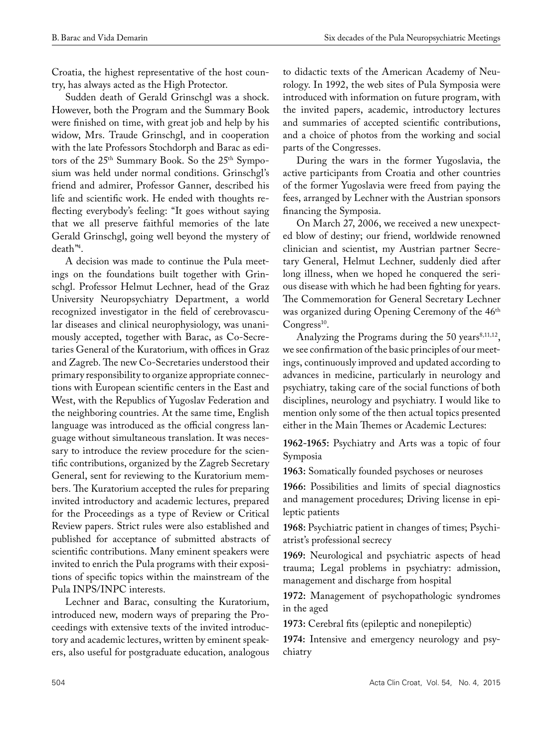Croatia, the highest representative of the host country, has always acted as the High Protector.

Sudden death of Gerald Grinschgl was a shock. However, both the Program and the Summary Book were finished on time, with great job and help by his widow, Mrs. Traude Grinschgl, and in cooperation with the late Professors Stochdorph and Barac as editors of the 25th Summary Book. So the 25th Symposium was held under normal conditions. Grinschgl's friend and admirer, Professor Ganner, described his life and scientific work. He ended with thoughts reflecting everybody's feeling: "It goes without saying that we all preserve faithful memories of the late Gerald Grinschgl, going well beyond the mystery of death"[4].

A decision was made to continue the Pula meetings on the foundations built together with Grinschgl. Professor Helmut Lechner, head of the Graz University Neuropsychiatry Department, a world recognized investigator in the field of cerebrovascular diseases and clinical neurophysiology, was unanimously accepted, together with Barac, as Co-Secretaries General of the Kuratorium, with offices in Graz and Zagreb. The new Co-Secretaries understood their primary responsibility to organize appropriate connections with European scientific centers in the East and West, with the Republics of Yugoslav Federation and the neighboring countries. At the same time, English language was introduced as the official congress language without simultaneous translation. It was necessary to introduce the review procedure for the scientific contributions, organized by the Zagreb Secretary General, sent for reviewing to the Kuratorium members. The Kuratorium accepted the rules for preparing invited introductory and academic lectures, prepared for the Proceedings as a type of Review or Critical Review papers. Strict rules were also established and published for acceptance of submitted abstracts of scientific contributions. Many eminent speakers were invited to enrich the Pula programs with their expositions of specific topics within the mainstream of the Pula INPS/INPC interests.

Lechner and Barac, consulting the Kuratorium, introduced new, modern ways of preparing the Proceedings with extensive texts of the invited introductory and academic lectures, written by eminent speakers, also useful for postgraduate education, analogous to didactic texts of the American Academy of Neurology. In 1992, the web sites of Pula Symposia were introduced with information on future program, with the invited papers, academic, introductory lectures and summaries of accepted scientific contributions, and a choice of photos from the working and social parts of the Congresses.

During the wars in the former Yugoslavia, the active participants from Croatia and other countries of the former Yugoslavia were freed from paying the fees, arranged by Lechner with the Austrian sponsors financing the Symposia.

On March 27, 2006, we received a new unexpected blow of destiny; our friend, worldwide renowned clinician and scientist, my Austrian partner Secretary General, Helmut Lechner, suddenly died after long illness, when we hoped he conquered the serious disease with which he had been fighting for years. The Commemoration for General Secretary Lechner was organized during Opening Ceremony of the 46th Congress[10].

Analyzing the Programs during the 50 years[8,11,12], we see confirmation of the basic principles of our meetings, continuously improved and updated according to advances in medicine, particularly in neurology and psychiatry, taking care of the social functions of both disciplines, neurology and psychiatry. I would like to mention only some of the then actual topics presented either in the Main Themes or Academic Lectures:

**1962-1965:** Psychiatry and Arts was a topic of four Symposia

**1963:** Somatically founded psychoses or neuroses

**1966:** Possibilities and limits of special diagnostics and management procedures; Driving license in epileptic patients

**1968:** Psychiatric patient in changes of times; Psychiatrist's professional secrecy

**1969:** Neurological and psychiatric aspects of head trauma; Legal problems in psychiatry: admission, management and discharge from hospital

**1972:** Management of psychopathologic syndromes in the aged

**1973:** Cerebral fits (epileptic and nonepileptic)

**1974:** Intensive and emergency neurology and psychiatry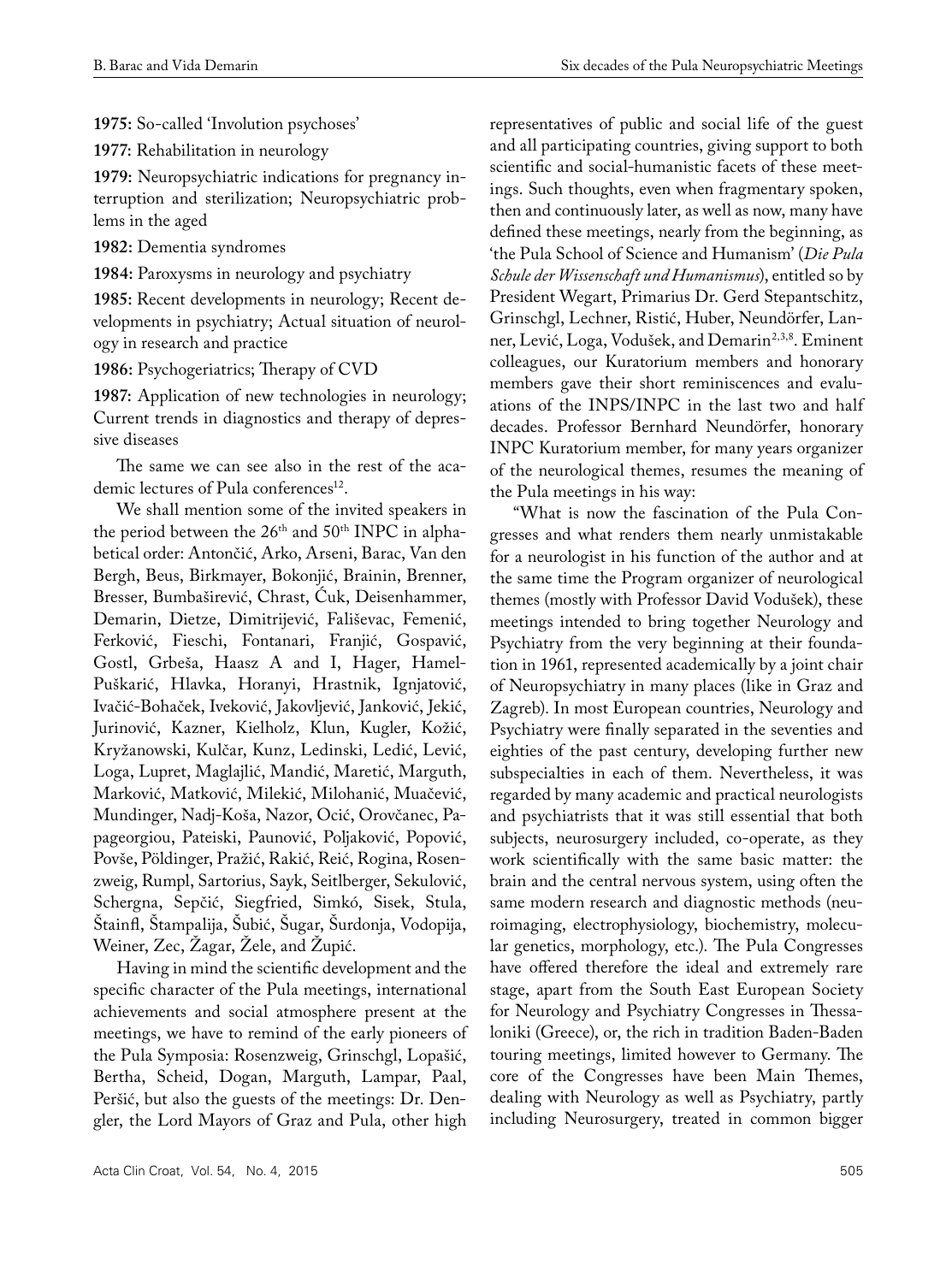**1975:** So-called 'Involution psychoses'

**1977:** Rehabilitation in neurology

**1979:** Neuropsychiatric indications for pregnancy interruption and sterilization; Neuropsychiatric problems in the aged

**1982:** Dementia syndromes

**1984:** Paroxysms in neurology and psychiatry

**1985:** Recent developments in neurology; Recent developments in psychiatry; Actual situation of neurology in research and practice

**1986:** Psychogeriatrics; Therapy of CVD

**1987:** Application of new technologies in neurology; Current trends in diagnostics and therapy of depressive diseases

The same we can see also in the rest of the academic lectures of Pula conferences[12].

We shall mention some of the invited speakers in the period between the 26th and 50th INPC in alphabetical order: Antončić, Arko, Arseni, Barac, Van den Bergh, Beus, Birkmayer, Bokonjić, Brainin, Brenner, Bresser, Bumbaširević, Chrast, Ćuk, Deisenhammer, Demarin, Dietze, Dimitrijević, Fališevac, Femenić, Ferković, Fieschi, Fontanari, Franjić, Gospavić, Gostl, Grbeša, Haasz A and I, Hager, Hamel-Puškarić, Hlavka, Horanyi, Hrastnik, Ignjatović, Ivačić-Bohaček, Iveković, Jakovljević, Janković, Jekić, Jurinović, Kazner, Kielholz, Klun, Kugler, Kožić, Kryžanowski, Kulčar, Kunz, Ledinski, Ledić, Lević, Loga, Lupret, Maglajlić, Mandić, Maretić, Marguth, Marković, Matković, Milekić, Milohanić, Muačević, Mundinger, Nadj-Koša, Nazor, Ocić, Orovčanec, Papageorgiou, Pateiski, Paunović, Poljaković, Popović, Povše, Pöldinger, Pražić, Rakić, Reić, Rogina, Rosenzweig, Rumpl, Sartorius, Sayk, Seitlberger, Sekulović, Schergna, Sepčić, Siegfried, Simkó, Sisek, Stula, Štainfl, Štampalija, Šubić, Šugar, Šurdonja, Vodopija, Weiner, Zec, Žagar, Žele, and Župić.

Having in mind the scientific development and the specific character of the Pula meetings, international achievements and social atmosphere present at the meetings, we have to remind of the early pioneers of the Pula Symposia: Rosenzweig, Grinschgl, Lopašić, Bertha, Scheid, Dogan, Marguth, Lampar, Paal, Peršić, but also the guests of the meetings: Dr. Dengler, the Lord Mayors of Graz and Pula, other high representatives of public and social life of the guest and all participating countries, giving support to both scientific and social-humanistic facets of these meetings. Such thoughts, even when fragmentary spoken, then and continuously later, as well as now, many have defined these meetings, nearly from the beginning, as 'the Pula School of Science and Humanism' (*Die Pula Schule der Wissenschaft und Humanismus*), entitled so by President Wegart, Primarius Dr. Gerd Stepantschitz, Grinschgl, Lechner, Ristić, Huber, Neundörfer, Lanner, Lević, Loga, Vodušek, and Demarin[2,3,8]. Eminent colleagues, our Kuratorium members and honorary members gave their short reminiscences and evaluations of the INPS/INPC in the last two and half decades. Professor Bernhard Neundörfer, honorary INPC Kuratorium member, for many years organizer of the neurological themes, resumes the meaning of the Pula meetings in his way:

"What is now the fascination of the Pula Congresses and what renders them nearly unmistakable for a neurologist in his function of the author and at the same time the Program organizer of neurological themes (mostly with Professor David Vodušek), these meetings intended to bring together Neurology and Psychiatry from the very beginning at their foundation in 1961, represented academically by a joint chair of Neuropsychiatry in many places (like in Graz and Zagreb). In most European countries, Neurology and Psychiatry were finally separated in the seventies and eighties of the past century, developing further new subspecialties in each of them. Nevertheless, it was regarded by many academic and practical neurologists and psychiatrists that it was still essential that both subjects, neurosurgery included, co-operate, as they work scientifically with the same basic matter: the brain and the central nervous system, using often the same modern research and diagnostic methods (neuroimaging, electrophysiology, biochemistry, molecular genetics, morphology, etc.). The Pula Congresses have offered therefore the ideal and extremely rare stage, apart from the South East European Society for Neurology and Psychiatry Congresses in Thessaloniki (Greece), or, the rich in tradition Baden-Baden touring meetings, limited however to Germany. The core of the Congresses have been Main Themes, dealing with Neurology as well as Psychiatry, partly including Neurosurgery, treated in common bigger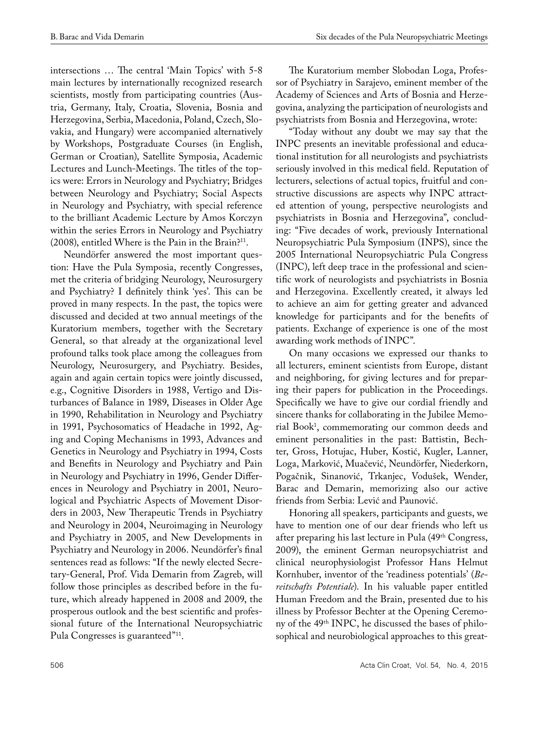intersections … The central 'Main Topics' with 5-8 main lectures by internationally recognized research scientists, mostly from participating countries (Austria, Germany, Italy, Croatia, Slovenia, Bosnia and Herzegovina, Serbia, Macedonia, Poland, Czech, Slovakia, and Hungary) were accompanied alternatively by Workshops, Postgraduate Courses (in English, German or Croatian), Satellite Symposia, Academic Lectures and Lunch-Meetings. The titles of the topics were: Errors in Neurology and Psychiatry; Bridges between Neurology and Psychiatry; Social Aspects in Neurology and Psychiatry, with special reference to the brilliant Academic Lecture by Amos Korczyn within the series Errors in Neurology and Psychiatry (2008), entitled Where is the Pain in the Brain?[11].

Neundörfer answered the most important question: Have the Pula Symposia, recently Congresses, met the criteria of bridging Neurology, Neurosurgery and Psychiatry? I definitely think 'yes'. This can be proved in many respects. In the past, the topics were discussed and decided at two annual meetings of the Kuratorium members, together with the Secretary General, so that already at the organizational level profound talks took place among the colleagues from Neurology, Neurosurgery, and Psychiatry. Besides, again and again certain topics were jointly discussed, e.g., Cognitive Disorders in 1988, Vertigo and Disturbances of Balance in 1989, Diseases in Older Age in 1990, Rehabilitation in Neurology and Psychiatry in 1991, Psychosomatics of Headache in 1992, Aging and Coping Mechanisms in 1993, Advances and Genetics in Neurology and Psychiatry in 1994, Costs and Benefits in Neurology and Psychiatry and Pain in Neurology and Psychiatry in 1996, Gender Differences in Neurology and Psychiatry in 2001, Neurological and Psychiatric Aspects of Movement Disorders in 2003, New Therapeutic Trends in Psychiatry and Neurology in 2004, Neuroimaging in Neurology and Psychiatry in 2005, and New Developments in Psychiatry and Neurology in 2006. Neundörfer's final sentences read as follows: "If the newly elected Secretary-General, Prof. Vida Demarin from Zagreb, will follow those principles as described before in the future, which already happened in 2008 and 2009, the prosperous outlook and the best scientific and professional future of the International Neuropsychiatric Pula Congresses is guaranteed"[11].

The Kuratorium member Slobodan Loga, Professor of Psychiatry in Sarajevo, eminent member of the Academy of Sciences and Arts of Bosnia and Herzegovina, analyzing the participation of neurologists and psychiatrists from Bosnia and Herzegovina, wrote:

"Today without any doubt we may say that the INPC presents an inevitable professional and educational institution for all neurologists and psychiatrists seriously involved in this medical field. Reputation of lecturers, selections of actual topics, fruitful and constructive discussions are aspects why INPC attracted attention of young, perspective neurologists and psychiatrists in Bosnia and Herzegovina", concluding: "Five decades of work, previously International Neuropsychiatric Pula Symposium (INPS), since the 2005 International Neuropsychiatric Pula Congress (INPC), left deep trace in the professional and scientific work of neurologists and psychiatrists in Bosnia and Herzegovina. Excellently created, it always led to achieve an aim for getting greater and advanced knowledge for participants and for the benefits of patients. Exchange of experience is one of the most awarding work methods of INPC".

On many occasions we expressed our thanks to all lecturers, eminent scientists from Europe, distant and neighboring, for giving lectures and for preparing their papers for publication in the Proceedings. Specifically we have to give our cordial friendly and sincere thanks for collaborating in the Jubilee Memorial Book[1], commemorating our common deeds and eminent personalities in the past: Battistin, Bechter, Gross, Hotujac, Huber, Kostić, Kugler, Lanner, Loga, Marković, Muačević, Neundörfer, Niederkorn, Pogačnik, Sinanović, Trkanjec, Vodušek, Wender, Barac and Demarin, memorizing also our active friends from Serbia: Lević and Paunović.

Honoring all speakers, participants and guests, we have to mention one of our dear friends who left us after preparing his last lecture in Pula (49th Congress, 2009), the eminent German neuropsychiatrist and clinical neurophysiologist Professor Hans Helmut Kornhuber, inventor of the 'readiness potentials' (*Bereitschafts Potentiale*). In his valuable paper entitled Human Freedom and the Brain, presented due to his illness by Professor Bechter at the Opening Ceremony of the 49th INPC, he discussed the bases of philosophical and neurobiological approaches to this great-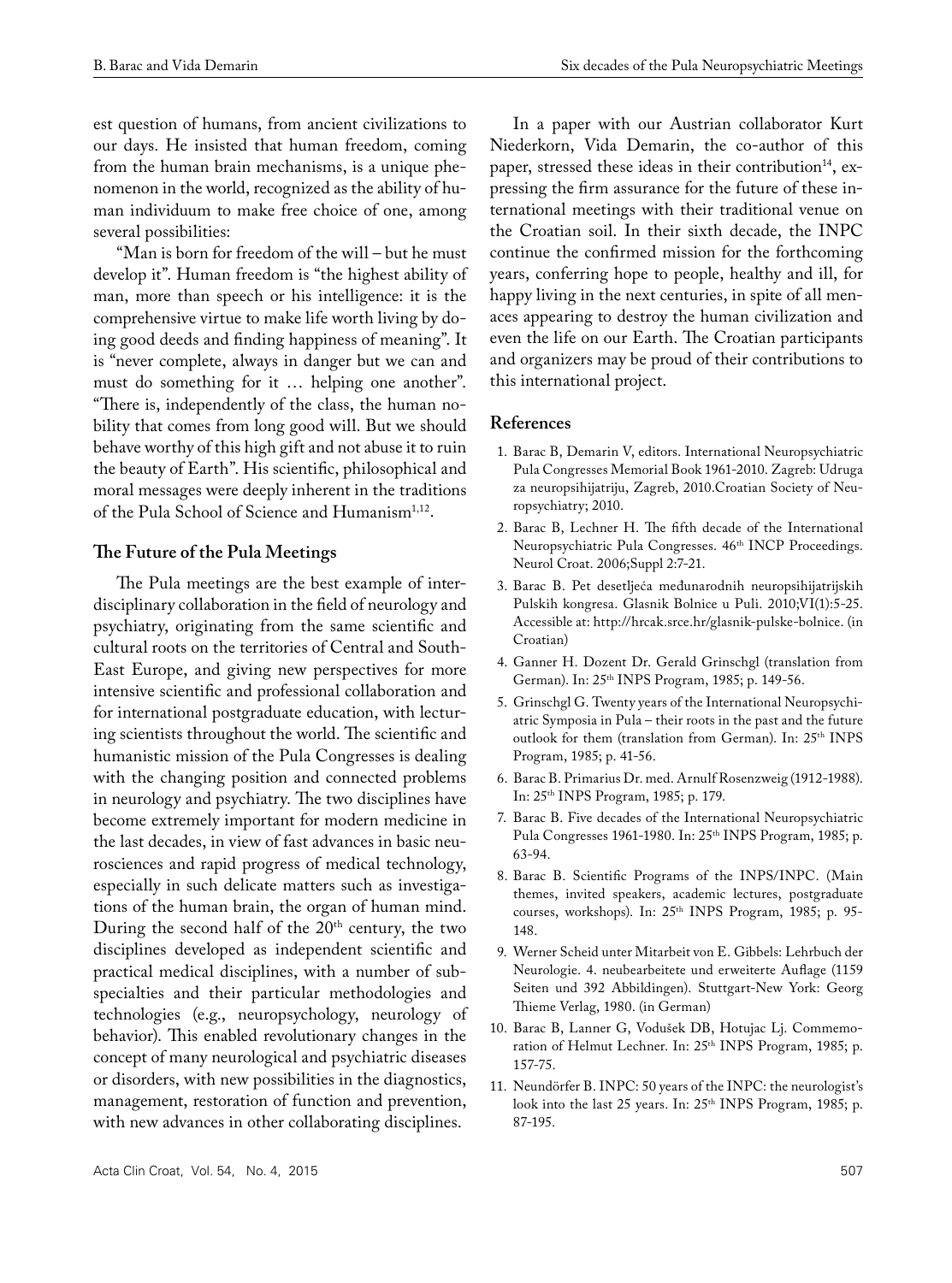est question of humans, from ancient civilizations to our days. He insisted that human freedom, coming from the human brain mechanisms, is a unique phenomenon in the world, recognized as the ability of human individuum to make free choice of one, among several possibilities:

"Man is born for freedom of the will – but he must develop it". Human freedom is "the highest ability of man, more than speech or his intelligence: it is the comprehensive virtue to make life worth living by doing good deeds and finding happiness of meaning". It is "never complete, always in danger but we can and must do something for it … helping one another". "There is, independently of the class, the human nobility that comes from long good will. But we should behave worthy of this high gift and not abuse it to ruin the beauty of Earth". His scientific, philosophical and moral messages were deeply inherent in the traditions of the Pula School of Science and Humanism[1,12].

## The Future of the Pula Meetings

The Pula meetings are the best example of interdisciplinary collaboration in the field of neurology and psychiatry, originating from the same scientific and cultural roots on the territories of Central and South-East Europe, and giving new perspectives for more intensive scientific and professional collaboration and for international postgraduate education, with lecturing scientists throughout the world. The scientific and humanistic mission of the Pula Congresses is dealing with the changing position and connected problems in neurology and psychiatry. The two disciplines have become extremely important for modern medicine in the last decades, in view of fast advances in basic neurosciences and rapid progress of medical technology, especially in such delicate matters such as investigations of the human brain, the organ of human mind. During the second half of the 20[th] century, the two disciplines developed as independent scientific and practical medical disciplines, with a number of subspecialties and their particular methodologies and technologies (e.g., neuropsychology, neurology of behavior). This enabled revolutionary changes in the concept of many neurological and psychiatric diseases or disorders, with new possibilities in the diagnostics, management, restoration of function and prevention, with new advances in other collaborating disciplines.

In a paper with our Austrian collaborator Kurt Niederkorn, Vida Demarin, the co-author of this paper, stressed these ideas in their contribution[14], expressing the firm assurance for the future of these international meetings with their traditional venue on the Croatian soil. In their sixth decade, the INPC continue the confirmed mission for the forthcoming years, conferring hope to people, healthy and ill, for happy living in the next centuries, in spite of all menaces appearing to destroy the human civilization and even the life on our Earth. The Croatian participants and organizers may be proud of their contributions to this international project.

## References

1. Barac B, Demarin V, editors. International Neuropsychiatric Pula Congresses Memorial Book 1961-2010. Zagreb: Udruga za neuropsihijatriju, Zagreb, 2010.Croatian Society of Neuropsychiatry; 2010.
2. Barac B, Lechner H. The fifth decade of the International Neuropsychiatric Pula Congresses. 46[th] INCP Proceedings. Neurol Croat. 2006;Suppl 2:7-21.
3. Barac B. Pet desetljeća međunarodnih neuropsihijatrijskih Pulskih kongresa. Glasnik Bolnice u Puli. 2010;VI(1):5-25. Accessible at: http://hrcak.srce.hr/glasnik-pulske-bolnice. (in Croatian)
4. Ganner H. Dozent Dr. Gerald Grinschgl (translation from German). In: 25[th] INPS Program, 1985; p. 149-56.
5. Grinschgl G. Twenty years of the International Neuropsychiatric Symposia in Pula – their roots in the past and the future outlook for them (translation from German). In: 25[th] INPS Program, 1985; p. 41-56.
6. Barac B. Primarius Dr. med. Arnulf Rosenzweig (1912-1988). In: 25[th] INPS Program, 1985; p. 179.
7. Barac B. Five decades of the International Neuropsychiatric Pula Congresses 1961-1980. In: 25[th] INPS Program, 1985; p. 63-94.
8. Barac B. Scientific Programs of the INPS/INPC. (Main themes, invited speakers, academic lectures, postgraduate courses, workshops). In: 25[th] INPS Program, 1985; p. 95-148.
9. Werner Scheid unter Mitarbeit von E. Gibbels: Lehrbuch der Neurologie. 4. neubearbeitete und erweiterte Auflage (1159 Seiten und 392 Abbildingen). Stuttgart-New York: Georg Thieme Verlag, 1980. (in German)
10. Barac B, Lanner G, Vodušek DB, Hotujac Lj. Commemoration of Helmut Lechner. In: 25[th] INPS Program, 1985; p. 157-75.
11. Neundörfer B. INPC: 50 years of the INPC: the neurologist's look into the last 25 years. In: 25[th] INPS Program, 1985; p. 87-195.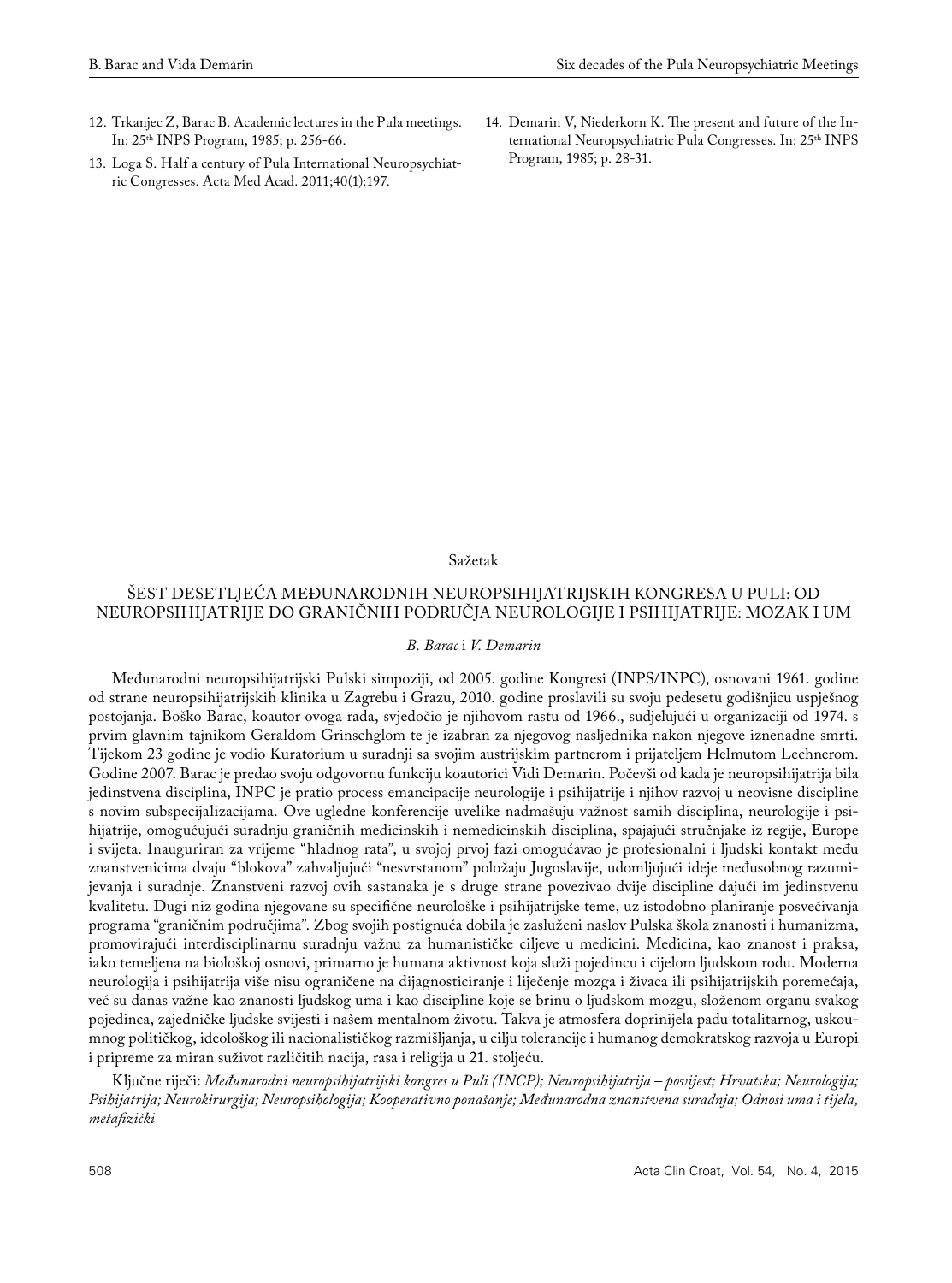12. Trkanjec Z, Barac B. Academic lectures in the Pula meetings. In: 25th INPS Program, 1985; p. 256-66.
13. Loga S. Half a century of Pula International Neuropsychiatric Congresses. Acta Med Acad. 2011;40(1):197.
14. Demarin V, Niederkorn K. The present and future of the International Neuropsychiatric Pula Congresses. In: 25th INPS Program, 1985; p. 28-31.

Sažetak

## ŠEST DESETLJEĆA MEĐUNARODNIH NEUROPSIHIJATRIJSKIH KONGRESA U PULI: OD NEUROPSIHIJATRIJE DO GRANIČNIH PODRUČJA NEUROLOGIJE I PSIHIJATRIJE: MOZAK I UM

*B. Barac* i *V. Demarin*

Međunarodni neuropsihijatrijski Pulski simpoziji, od 2005. godine Kongresi (INPS/INPC), osnovani 1961. godine od strane neuropsihijatrijskih klinika u Zagrebu i Grazu, 2010. godine proslavili su svoju pedesetu godišnjicu uspješnog postojanja. Boško Barac, koautor ovoga rada, svjedočio je njihovom rastu od 1966., sudjelujući u organizaciji od 1974. s prvim glavnim tajnikom Geraldom Grinschglom te je izabran za njegovog nasljednika nakon njegove iznenadne smrti. Tijekom 23 godine je vodio Kuratorium u suradnji sa svojim austrijskim partnerom i prijateljem Helmutom Lechnerom. Godine 2007. Barac je predao svoju odgovornu funkciju koautorici Vidi Demarin. Počevši od kada je neuropsihijatrija bila jedinstvena disciplina, INPC je pratio process emancipacije neurologije i psihijatrije i njihov razvoj u neovisne discipline s novim subspecijalizacijama. Ove ugledne konferencije uvelike nadmašuju važnost samih disciplina, neurologije i psihijatrije, omogućujući suradnju graničnih medicinskih i nemedicinskih disciplina, spajajući stručnjake iz regije, Europe i svijeta. Inauguriran za vrijeme "hladnog rata", u svojoj prvoj fazi omogućavao je profesionalni i ljudski kontakt među znanstvenicima dvaju "blokova" zahvaljujući "nesvrstanom" položaju Jugoslavije, udomljujući ideje međusobnog razumijevanja i suradnje. Znanstveni razvoj ovih sastanaka je s druge strane povezivao dvije discipline dajući im jedinstvenu kvalitetu. Dugi niz godina njegovane su specifične neurološke i psihijatrijske teme, uz istodobno planiranje posvećivanja programa "graničnim područjima". Zbog svojih postignuća dobila je zasluženi naslov Pulska škola znanosti i humanizma, promovirajući interdisciplinarnu suradnju važnu za humanističke ciljeve u medicini. Medicina, kao znanost i praksa, iako temeljena na biološkoj osnovi, primarno je humana aktivnost koja služi pojedincu i cijelom ljudskom rodu. Moderna neurologija i psihijatrija više nisu ograničene na dijagnosticiranje i liječenje mozga i živaca ili psihijatrijskih poremećaja, već su danas važne kao znanosti ljudskog uma i kao discipline koje se brinu o ljudskom mozgu, složenom organu svakog pojedinca, zajedničke ljudske svijesti i našem mentalnom životu. Takva je atmosfera doprinijela padu totalitarnog, uskoumnog političkog, ideološkog ili nacionalističkog razmišljanja, u cilju tolerancije i humanog demokratskog razvoja u Europi i pripreme za miran suživot različitih nacija, rasa i religija u 21. stoljeću.

Ključne riječi: *Međunarodni neuropsihijatrijski kongres u Puli (INCP); Neuropsihijatrija – povijest; Hrvatska; Neurologija; Psihijatrija; Neurokirurgija; Neuropsihologija; Kooperativno ponašanje; Međunarodna znanstvena suradnja; Odnosi uma i tijela, metafizički*